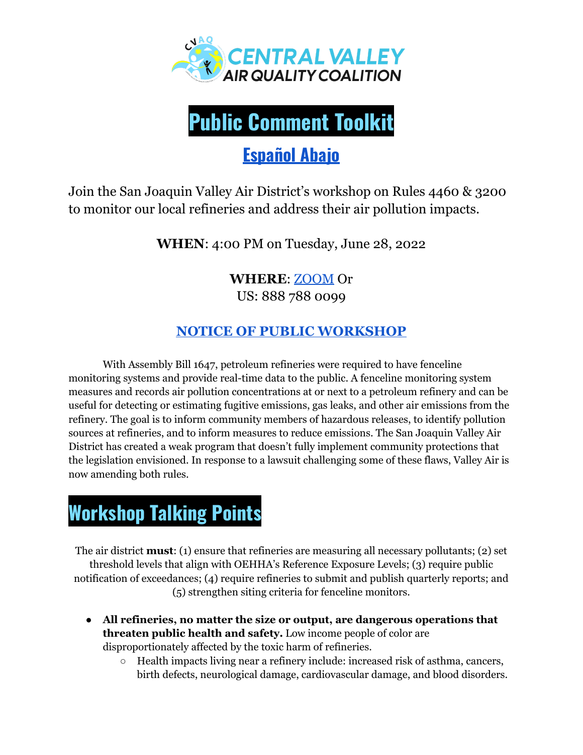CENTRAL VALLEY AIR QUALITY COALITION

# Public Comment Toolkit

## Español Abajo

Join the San Joaquin Valley Air District's workshop on Rules 4460 & 3200 to monitor our local refineries and address their air pollution impacts.

**WHEN**: 4:00 PM on Tuesday, June 28, 2022

**WHERE**: ZOOM Or
US: 888 788 0099

### NOTICE OF PUBLIC WORKSHOP

With Assembly Bill 1647, petroleum refineries were required to have fenceline monitoring systems and provide real-time data to the public. A fenceline monitoring system measures and records air pollution concentrations at or next to a petroleum refinery and can be useful for detecting or estimating fugitive emissions, gas leaks, and other air emissions from the refinery. The goal is to inform community members of hazardous releases, to identify pollution sources at refineries, and to inform measures to reduce emissions. The San Joaquin Valley Air District has created a weak program that doesn't fully implement community protections that the legislation envisioned. In response to a lawsuit challenging some of these flaws, Valley Air is now amending both rules.

# Workshop Talking Points

The air district **must**: (1) ensure that refineries are measuring all necessary pollutants; (2) set threshold levels that align with OEHHA's Reference Exposure Levels; (3) require public notification of exceedances; (4) require refineries to submit and publish quarterly reports; and (5) strengthen siting criteria for fenceline monitors.

- **All refineries, no matter the size or output, are dangerous operations that threaten public health and safety.** Low income people of color are disproportionately affected by the toxic harm of refineries.
  - Health impacts living near a refinery include: increased risk of asthma, cancers, birth defects, neurological damage, cardiovascular damage, and blood disorders.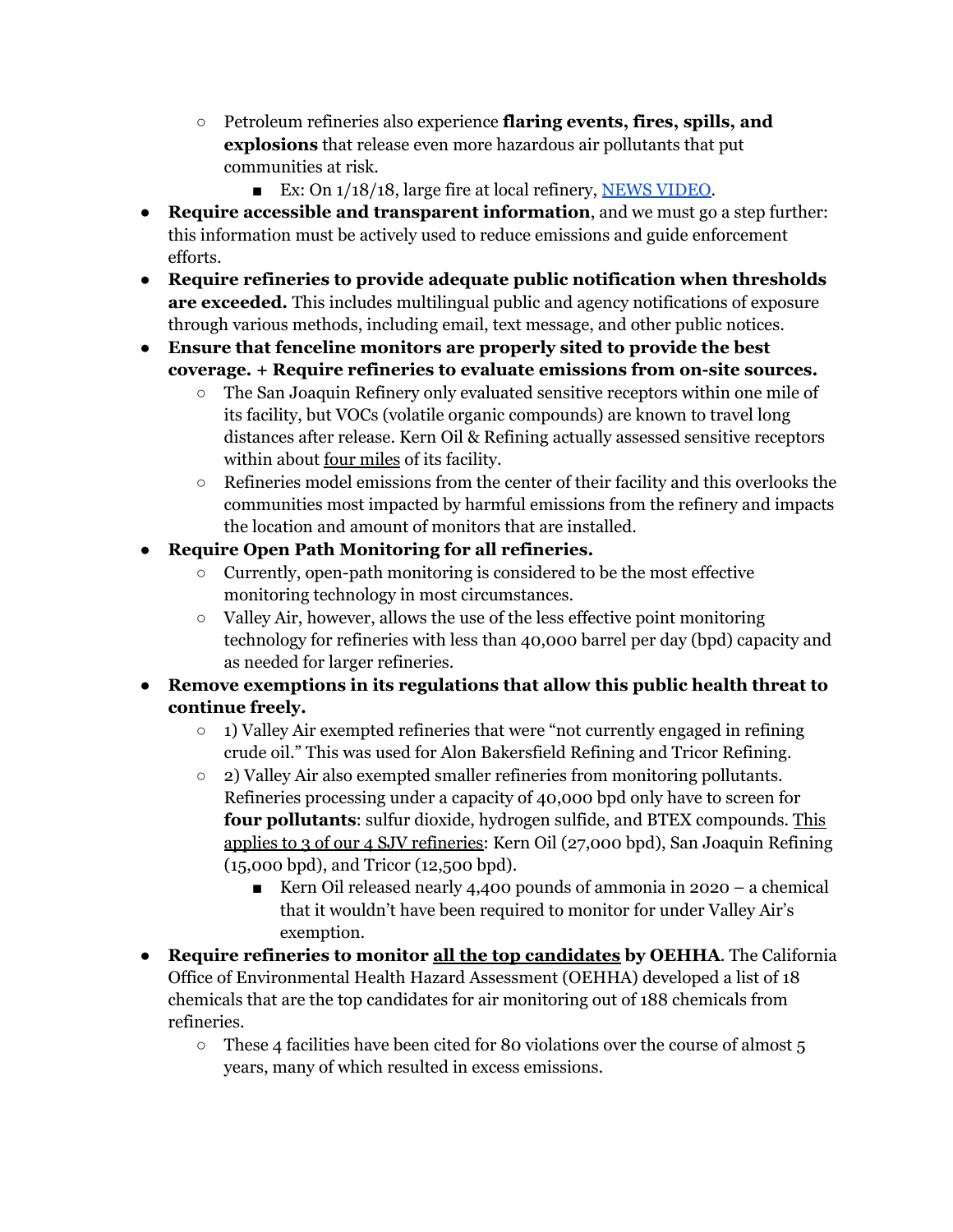- Petroleum refineries also experience **flaring events, fires, spills, and explosions** that release even more hazardous air pollutants that put communities at risk.
        - Ex: On 1/18/18, large fire at local refinery, NEWS VIDEO.
- **Require accessible and transparent information**, and we must go a step further: this information must be actively used to reduce emissions and guide enforcement efforts.
- **Require refineries to provide adequate public notification when thresholds are exceeded.** This includes multilingual public and agency notifications of exposure through various methods, including email, text message, and other public notices.
- **Ensure that fenceline monitors are properly sited to provide the best coverage. + Require refineries to evaluate emissions from on-site sources.**
    - The San Joaquin Refinery only evaluated sensitive receptors within one mile of its facility, but VOCs (volatile organic compounds) are known to travel long distances after release. Kern Oil & Refining actually assessed sensitive receptors within about four miles of its facility.
    - Refineries model emissions from the center of their facility and this overlooks the communities most impacted by harmful emissions from the refinery and impacts the location and amount of monitors that are installed.
- **Require Open Path Monitoring for all refineries.**
    - Currently, open-path monitoring is considered to be the most effective monitoring technology in most circumstances.
    - Valley Air, however, allows the use of the less effective point monitoring technology for refineries with less than 40,000 barrel per day (bpd) capacity and as needed for larger refineries.
- **Remove exemptions in its regulations that allow this public health threat to continue freely.**
    - 1) Valley Air exempted refineries that were "not currently engaged in refining crude oil." This was used for Alon Bakersfield Refining and Tricor Refining.
    - 2) Valley Air also exempted smaller refineries from monitoring pollutants. Refineries processing under a capacity of 40,000 bpd only have to screen for **four pollutants**: sulfur dioxide, hydrogen sulfide, and BTEX compounds. This applies to 3 of our 4 SJV refineries: Kern Oil (27,000 bpd), San Joaquin Refining (15,000 bpd), and Tricor (12,500 bpd).
        - Kern Oil released nearly 4,400 pounds of ammonia in 2020 – a chemical that it wouldn't have been required to monitor for under Valley Air's exemption.
- **Require refineries to monitor all the top candidates by OEHHA**. The California Office of Environmental Health Hazard Assessment (OEHHA) developed a list of 18 chemicals that are the top candidates for air monitoring out of 188 chemicals from refineries.
    - These 4 facilities have been cited for 80 violations over the course of almost 5 years, many of which resulted in excess emissions.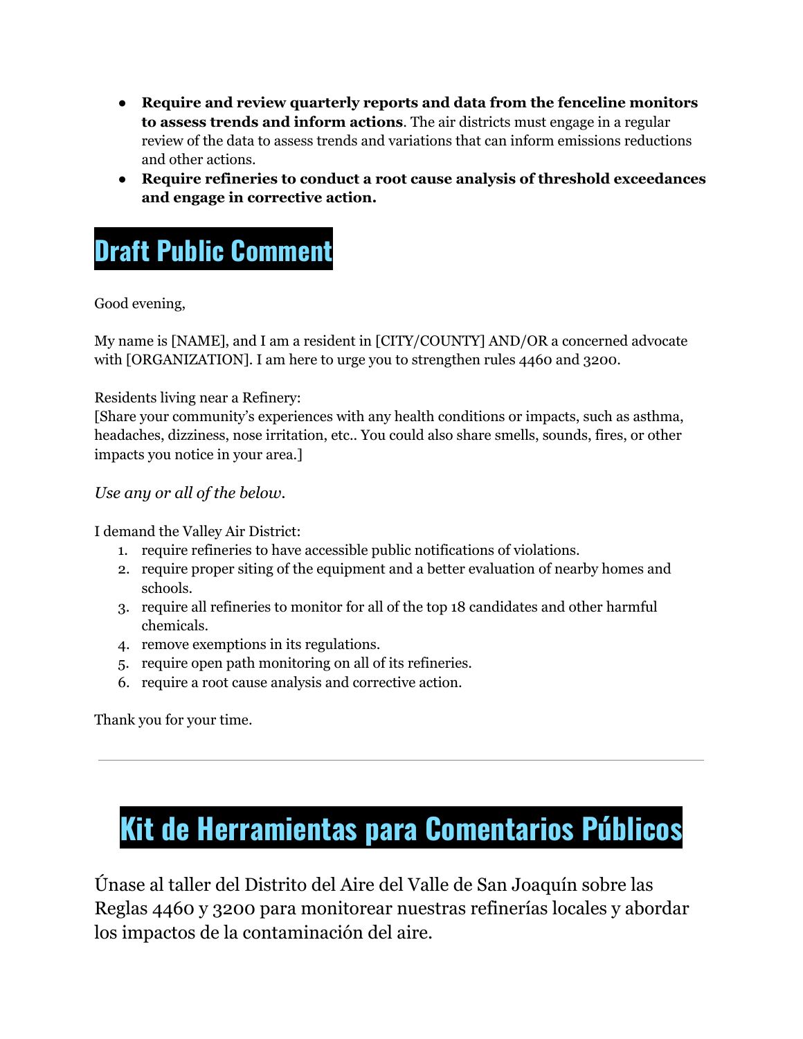- **Require and review quarterly reports and data from the fenceline monitors to assess trends and inform actions**. The air districts must engage in a regular review of the data to assess trends and variations that can inform emissions reductions and other actions.
- **Require refineries to conduct a root cause analysis of threshold exceedances and engage in corrective action.**

# Draft Public Comment

Good evening,

My name is [NAME], and I am a resident in [CITY/COUNTY] AND/OR a concerned advocate with [ORGANIZATION]. I am here to urge you to strengthen rules 4460 and 3200.

Residents living near a Refinery:
[Share your community's experiences with any health conditions or impacts, such as asthma, headaches, dizziness, nose irritation, etc.. You could also share smells, sounds, fires, or other impacts you notice in your area.]

*Use any or all of the below.*

I demand the Valley Air District:

1. require refineries to have accessible public notifications of violations.
2. require proper siting of the equipment and a better evaluation of nearby homes and schools.
3. require all refineries to monitor for all of the top 18 candidates and other harmful chemicals.
4. remove exemptions in its regulations.
5. require open path monitoring on all of its refineries.
6. require a root cause analysis and corrective action.

Thank you for your time.

---

# Kit de Herramientas para Comentarios Públicos

Únase al taller del Distrito del Aire del Valle de San Joaquín sobre las Reglas 4460 y 3200 para monitorear nuestras refinerías locales y abordar los impactos de la contaminación del aire.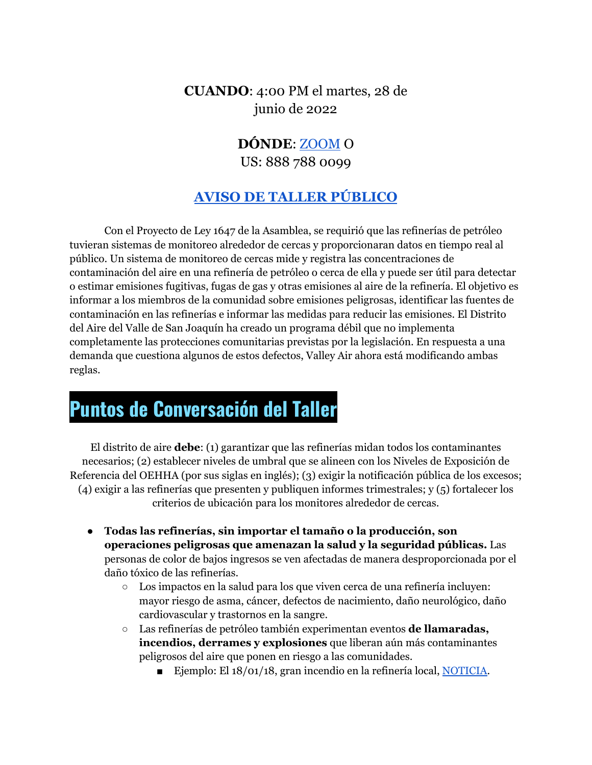**CUANDO**: 4:00 PM el martes, 28 de junio de 2022

**DÓNDE**: [ZOOM](#) O
US: 888 788 0099

## [AVISO DE TALLER PÚBLICO](#)

Con el Proyecto de Ley 1647 de la Asamblea, se requirió que las refinerías de petróleo tuvieran sistemas de monitoreo alrededor de cercas y proporcionaran datos en tiempo real al público. Un sistema de monitoreo de cercas mide y registra las concentraciones de contaminación del aire en una refinería de petróleo o cerca de ella y puede ser útil para detectar o estimar emisiones fugitivas, fugas de gas y otras emisiones al aire de la refinería. El objetivo es informar a los miembros de la comunidad sobre emisiones peligrosas, identificar las fuentes de contaminación en las refinerías e informar las medidas para reducir las emisiones. El Distrito del Aire del Valle de San Joaquín ha creado un programa débil que no implementa completamente las protecciones comunitarias previstas por la legislación. En respuesta a una demanda que cuestiona algunos de estos defectos, Valley Air ahora está modificando ambas reglas.

# Puntos de Conversación del Taller

El distrito de aire **debe**: (1) garantizar que las refinerías midan todos los contaminantes necesarios; (2) establecer niveles de umbral que se alineen con los Niveles de Exposición de Referencia del OEHHA (por sus siglas en inglés); (3) exigir la notificación pública de los excesos; (4) exigir a las refinerías que presenten y publiquen informes trimestrales; y (5) fortalecer los criterios de ubicación para los monitores alrededor de cercas.

- **Todas las refinerías, sin importar el tamaño o la producción, son operaciones peligrosas que amenazan la salud y la seguridad públicas.** Las personas de color de bajos ingresos se ven afectadas de manera desproporcionada por el daño tóxico de las refinerías.
  - Los impactos en la salud para los que viven cerca de una refinería incluyen: mayor riesgo de asma, cáncer, defectos de nacimiento, daño neurológico, daño cardiovascular y trastornos en la sangre.
  - Las refinerías de petróleo también experimentan eventos **de llamaradas, incendios, derrames y explosiones** que liberan aún más contaminantes peligrosos del aire que ponen en riesgo a las comunidades.
    - Ejemplo: El 18/01/18, gran incendio en la refinería local, [NOTICIA](#).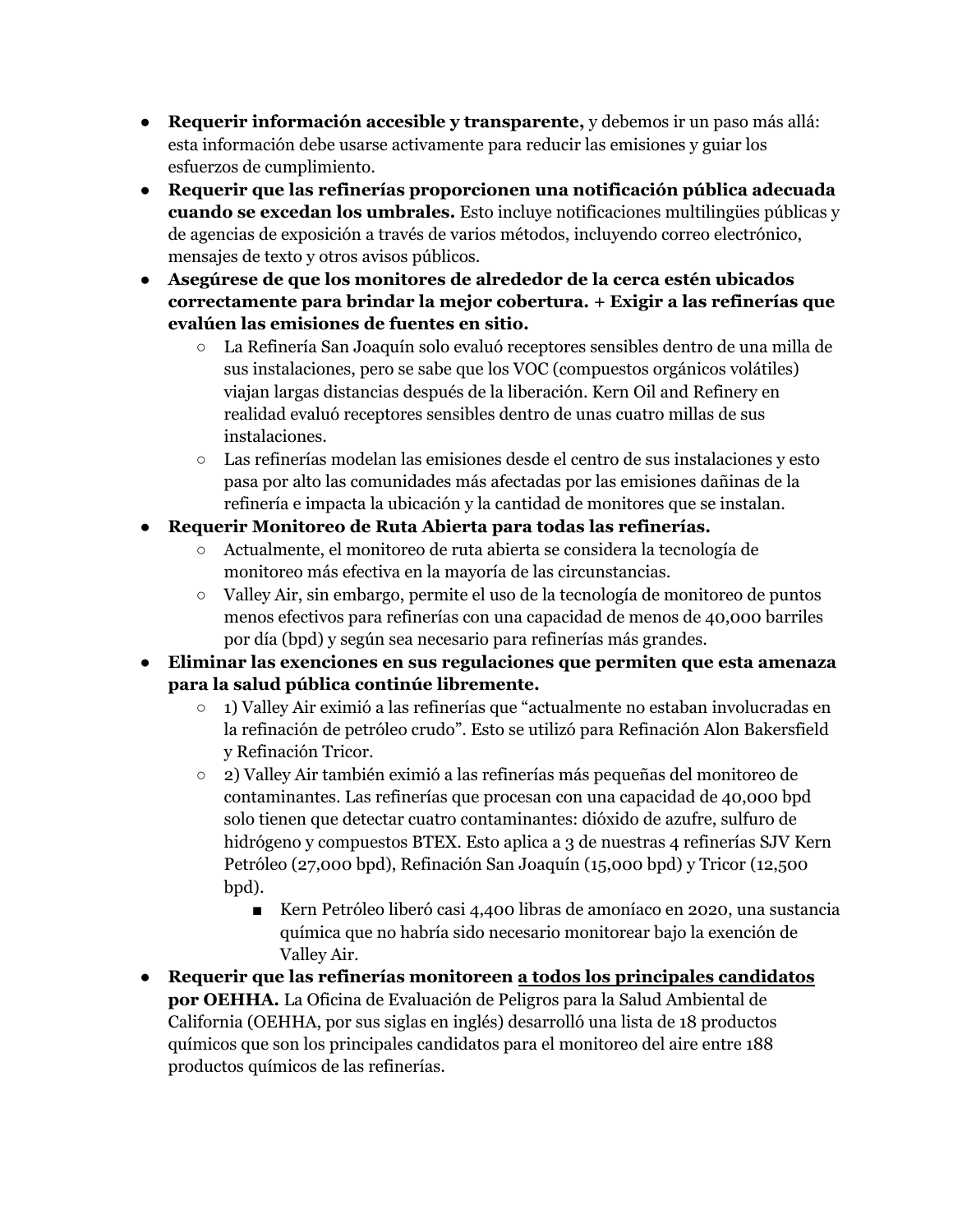- **Requerir información accesible y transparente,** y debemos ir un paso más allá: esta información debe usarse activamente para reducir las emisiones y guiar los esfuerzos de cumplimiento.
- **Requerir que las refinerías proporcionen una notificación pública adecuada cuando se excedan los umbrales.** Esto incluye notificaciones multilingües públicas y de agencias de exposición a través de varios métodos, incluyendo correo electrónico, mensajes de texto y otros avisos públicos.
- **Asegúrese de que los monitores de alrededor de la cerca estén ubicados correctamente para brindar la mejor cobertura. + Exigir a las refinerías que evalúen las emisiones de fuentes en sitio.**
  - La Refinería San Joaquín solo evaluó receptores sensibles dentro de una milla de sus instalaciones, pero se sabe que los VOC (compuestos orgánicos volátiles) viajan largas distancias después de la liberación. Kern Oil and Refinery en realidad evaluó receptores sensibles dentro de unas cuatro millas de sus instalaciones.
  - Las refinerías modelan las emisiones desde el centro de sus instalaciones y esto pasa por alto las comunidades más afectadas por las emisiones dañinas de la refinería e impacta la ubicación y la cantidad de monitores que se instalan.
- **Requerir Monitoreo de Ruta Abierta para todas las refinerías.**
  - Actualmente, el monitoreo de ruta abierta se considera la tecnología de monitoreo más efectiva en la mayoría de las circunstancias.
  - Valley Air, sin embargo, permite el uso de la tecnología de monitoreo de puntos menos efectivos para refinerías con una capacidad de menos de 40,000 barriles por día (bpd) y según sea necesario para refinerías más grandes.
- **Eliminar las exenciones en sus regulaciones que permiten que esta amenaza para la salud pública continúe libremente.**
  - 1) Valley Air eximió a las refinerías que "actualmente no estaban involucradas en la refinación de petróleo crudo". Esto se utilizó para Refinación Alon Bakersfield y Refinación Tricor.
  - 2) Valley Air también eximió a las refinerías más pequeñas del monitoreo de contaminantes. Las refinerías que procesan con una capacidad de 40,000 bpd solo tienen que detectar cuatro contaminantes: dióxido de azufre, sulfuro de hidrógeno y compuestos BTEX. Esto aplica a 3 de nuestras 4 refinerías SJV Kern Petróleo (27,000 bpd), Refinación San Joaquín (15,000 bpd) y Tricor (12,500 bpd).
    - Kern Petróleo liberó casi 4,400 libras de amoníaco en 2020, una sustancia química que no habría sido necesario monitorear bajo la exención de Valley Air.
- **Requerir que las refinerías monitoreen <u>a todos los principales candidatos</u> por OEHHA.** La Oficina de Evaluación de Peligros para la Salud Ambiental de California (OEHHA, por sus siglas en inglés) desarrolló una lista de 18 productos químicos que son los principales candidatos para el monitoreo del aire entre 188 productos químicos de las refinerías.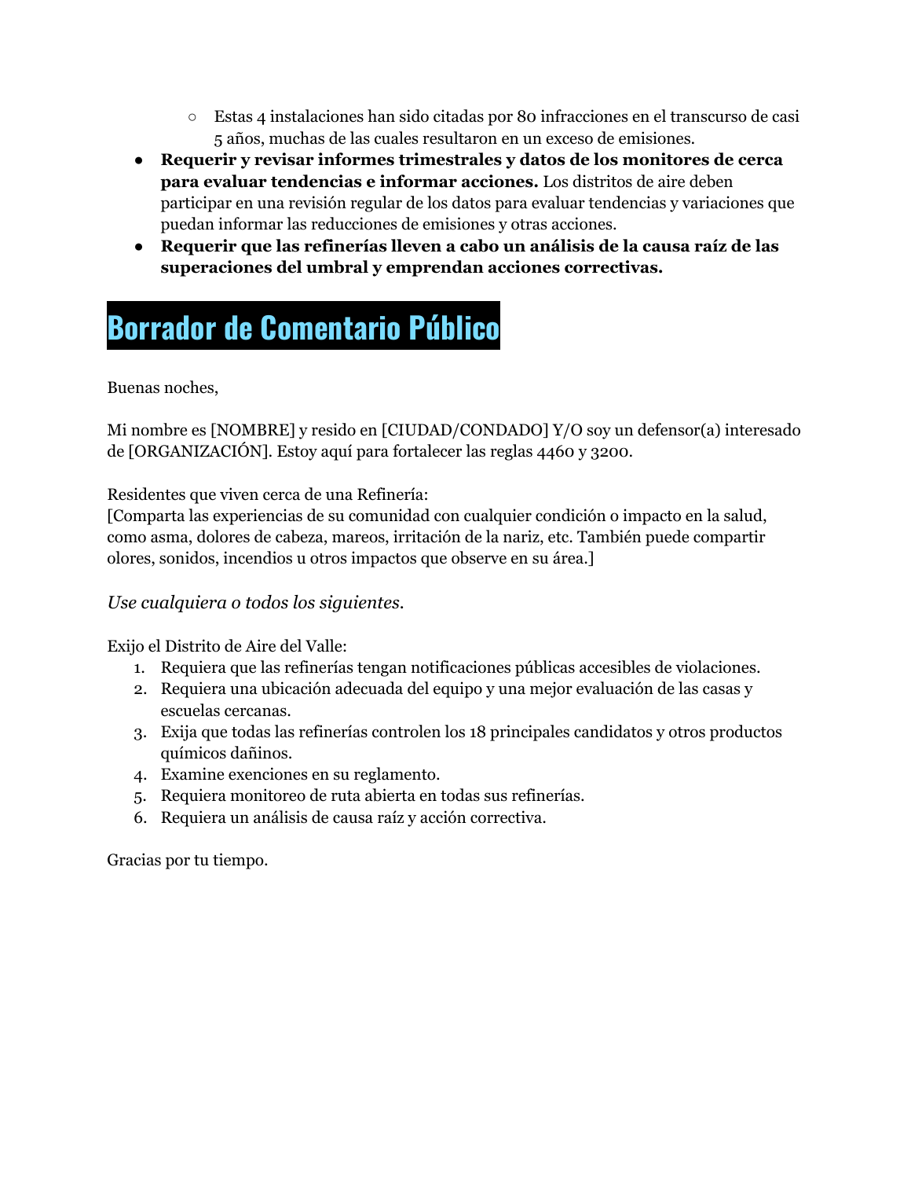- Estas 4 instalaciones han sido citadas por 80 infracciones en el transcurso de casi 5 años, muchas de las cuales resultaron en un exceso de emisiones.
- **Requerir y revisar informes trimestrales y datos de los monitores de cerca para evaluar tendencias e informar acciones.** Los distritos de aire deben participar en una revisión regular de los datos para evaluar tendencias y variaciones que puedan informar las reducciones de emisiones y otras acciones.
- **Requerir que las refinerías lleven a cabo un análisis de la causa raíz de las superaciones del umbral y emprendan acciones correctivas.**

# Borrador de Comentario Público

Buenas noches,

Mi nombre es [NOMBRE] y resido en [CIUDAD/CONDADO] Y/O soy un defensor(a) interesado de [ORGANIZACIÓN]. Estoy aquí para fortalecer las reglas 4460 y 3200.

Residentes que viven cerca de una Refinería:
[Comparta las experiencias de su comunidad con cualquier condición o impacto en la salud, como asma, dolores de cabeza, mareos, irritación de la nariz, etc. También puede compartir olores, sonidos, incendios u otros impactos que observe en su área.]

*Use cualquiera o todos los siguientes.*

Exijo el Distrito de Aire del Valle:

1. Requiera que las refinerías tengan notificaciones públicas accesibles de violaciones.
2. Requiera una ubicación adecuada del equipo y una mejor evaluación de las casas y escuelas cercanas.
3. Exija que todas las refinerías controlen los 18 principales candidatos y otros productos químicos dañinos.
4. Examine exenciones en su reglamento.
5. Requiera monitoreo de ruta abierta en todas sus refinerías.
6. Requiera un análisis de causa raíz y acción correctiva.

Gracias por tu tiempo.